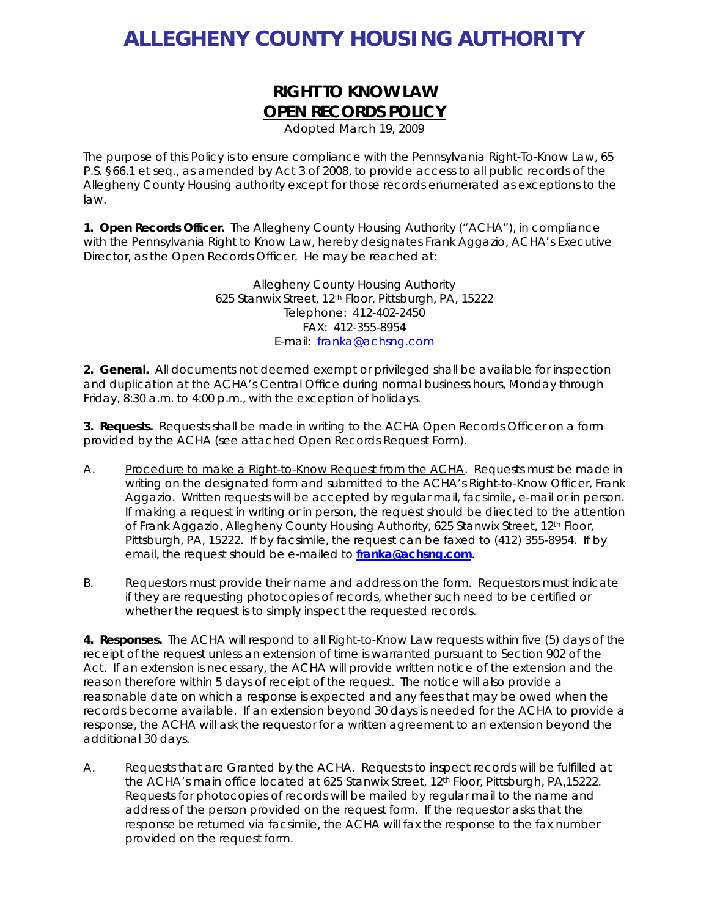# ALLEGHENY COUNTY HOUSING AUTHORITY

## RIGHT TO KNOW LAW
## OPEN RECORDS POLICY

Adopted March 19, 2009

The purpose of this Policy is to ensure compliance with the Pennsylvania Right-To-Know Law, 65 P.S. §66.1 et seq., as amended by Act 3 of 2008, to provide access to all public records of the Allegheny County Housing authority except for those records enumerated as exceptions to the law.

**1. Open Records Officer.** The Allegheny County Housing Authority ("ACHA"), in compliance with the Pennsylvania Right to Know Law, hereby designates Frank Aggazio, ACHA's Executive Director, as the Open Records Officer. He may be reached at:

Allegheny County Housing Authority
625 Stanwix Street, 12th Floor, Pittsburgh, PA, 15222
Telephone: 412-402-2450
FAX: 412-355-8954
E-mail: franka@achsng.com

**2. General.** All documents not deemed exempt or privileged shall be available for inspection and duplication at the ACHA's Central Office during normal business hours, Monday through Friday, 8:30 a.m. to 4:00 p.m., with the exception of holidays.

**3. Requests.** Requests shall be made in writing to the ACHA Open Records Officer on a form provided by the ACHA (see attached Open Records Request Form).

A. Procedure to make a Right-to-Know Request from the ACHA. Requests must be made in writing on the designated form and submitted to the ACHA's Right-to-Know Officer, Frank Aggazio. Written requests will be accepted by regular mail, facsimile, e-mail or in person. If making a request in writing or in person, the request should be directed to the attention of Frank Aggazio, Allegheny County Housing Authority, 625 Stanwix Street, 12th Floor, Pittsburgh, PA, 15222. If by facsimile, the request can be faxed to (412) 355-8954. If by email, the request should be e-mailed to **franka@achsng.com**.

B. Requestors must provide their name and address on the form. Requestors must indicate if they are requesting photocopies of records, whether such need to be certified or whether the request is to simply inspect the requested records.

**4. Responses.** The ACHA will respond to all Right-to-Know Law requests within five (5) days of the receipt of the request unless an extension of time is warranted pursuant to Section 902 of the Act. If an extension is necessary, the ACHA will provide written notice of the extension and the reason therefore within 5 days of receipt of the request. The notice will also provide a reasonable date on which a response is expected and any fees that may be owed when the records become available. If an extension beyond 30 days is needed for the ACHA to provide a response, the ACHA will ask the requestor for a written agreement to an extension beyond the additional 30 days.

A. Requests that are Granted by the ACHA. Requests to inspect records will be fulfilled at the ACHA's main office located at 625 Stanwix Street, 12th Floor, Pittsburgh, PA,15222. Requests for photocopies of records will be mailed by regular mail to the name and address of the person provided on the request form. If the requestor asks that the response be returned via facsimile, the ACHA will fax the response to the fax number provided on the request form.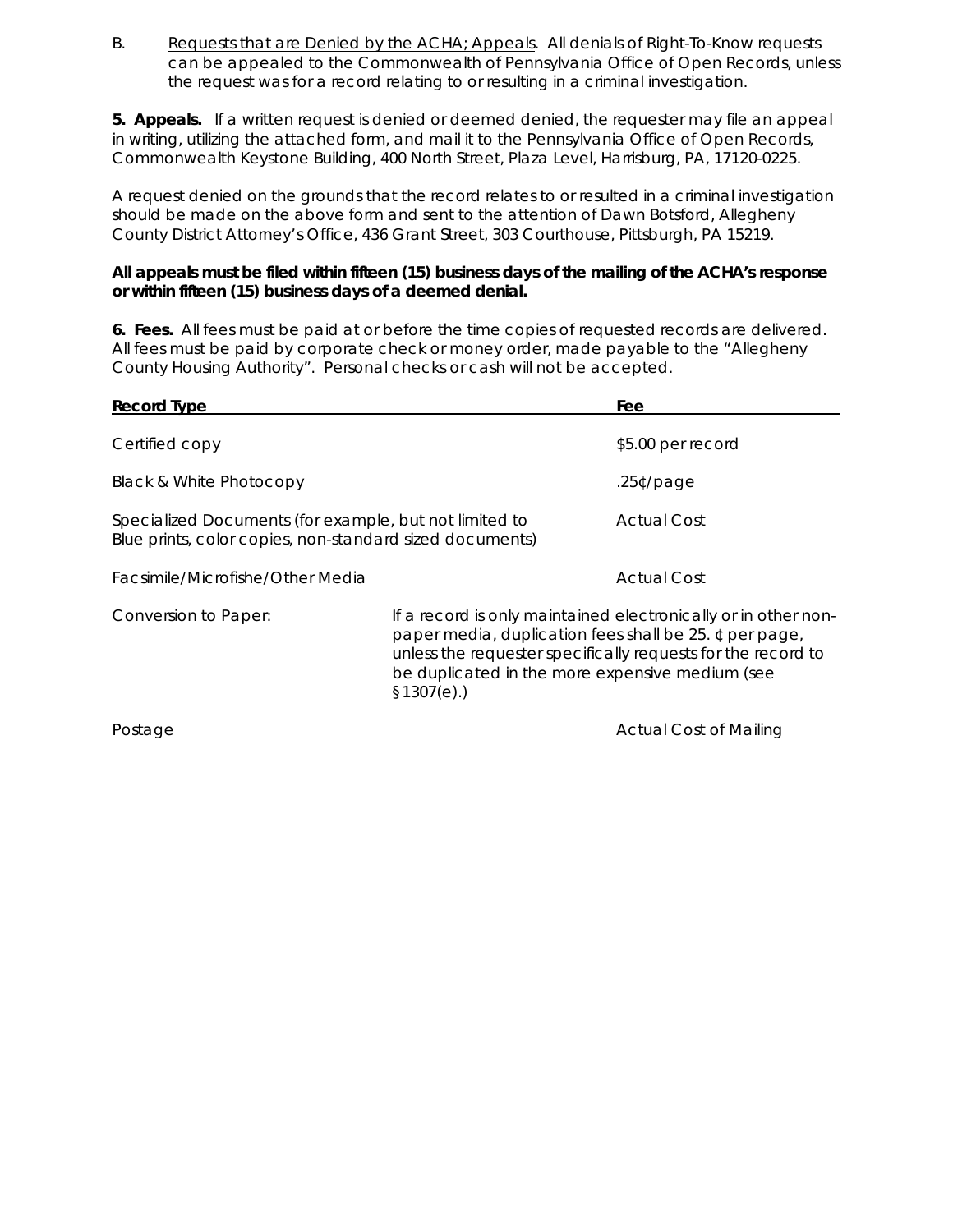B. Requests that are Denied by the ACHA; Appeals. All denials of Right-To-Know requests can be appealed to the Commonwealth of Pennsylvania Office of Open Records, unless the request was for a record relating to or resulting in a criminal investigation.

**5. Appeals.** If a written request is denied or deemed denied, the requester may file an appeal in writing, utilizing the attached form, and mail it to the Pennsylvania Office of Open Records, Commonwealth Keystone Building, 400 North Street, Plaza Level, Harrisburg, PA, 17120-0225.

A request denied on the grounds that the record relates to or resulted in a criminal investigation should be made on the above form and sent to the attention of Dawn Botsford, Allegheny County District Attorney's Office, 436 Grant Street, 303 Courthouse, Pittsburgh, PA 15219.

**All appeals must be filed within fifteen (15) business days of the mailing of the ACHA's response or within fifteen (15) business days of a deemed denial.**

**6. Fees.** All fees must be paid at or before the time copies of requested records are delivered. All fees must be paid by corporate check or money order, made payable to the "Allegheny County Housing Authority". Personal checks or cash will not be accepted.

| Record Type | | Fee |
|---|---|---|
| Certified copy | | $5.00 per record |
| Black & White Photocopy | | .25¢/page |
| Specialized Documents (for example, but not limited to Blue prints, color copies, non-standard sized documents) | | Actual Cost |
| Facsimile/Microfishe/Other Media | | Actual Cost |
| Conversion to Paper: | If a record is only maintained electronically or in other non-paper media, duplication fees shall be 25. ¢ per page, unless the requester specifically requests for the record to be duplicated in the more expensive medium (see §1307(e).) | |
| Postage | | Actual Cost of Mailing |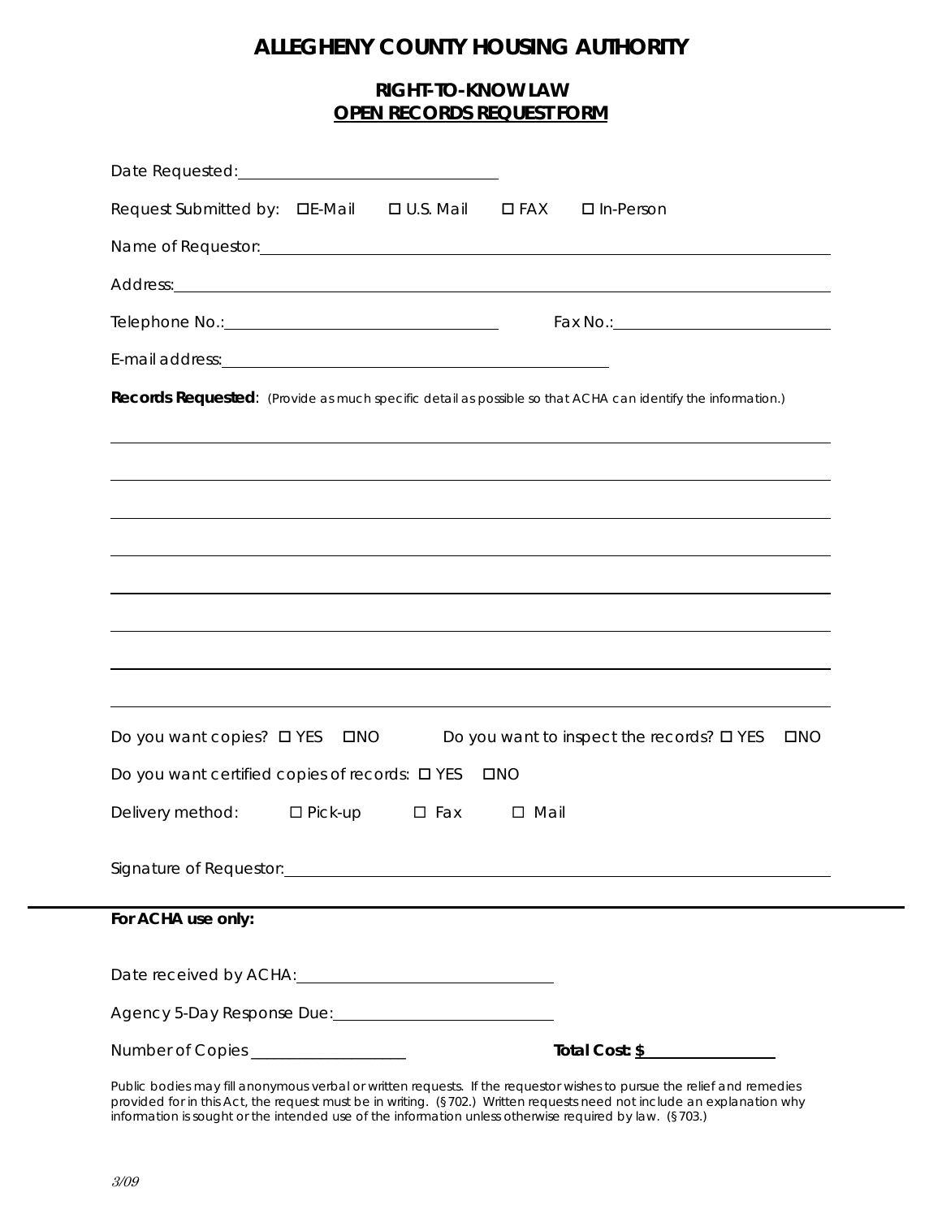# ALLEGHENY COUNTY HOUSING AUTHORITY

## RIGHT-TO-KNOW LAW
## OPEN RECORDS REQUEST FORM

Date Requested: ______________________________

Request Submitted by: ☐ E-Mail ☐ U.S. Mail ☐ FAX ☐ In-Person

Name of Requestor: ______________________________

Address: ______________________________

Telephone No.: ______________________________ Fax No.: ______________________________

E-mail address: ______________________________

**Records Requested**: *(Provide as much specific detail as possible so that ACHA can identify the information.)*

______________________________

______________________________

______________________________

______________________________

______________________________

______________________________

______________________________

______________________________

Do you want copies? ☐ YES ☐ NO Do you want to inspect the records? ☐ YES ☐ NO

Do you want certified copies of records: ☐ YES ☐ NO

Delivery method: ☐ Pick-up ☐ Fax ☐ Mail

Signature of Requestor: ______________________________

---

**For ACHA use only:**

Date received by ACHA: ______________________________

Agency 5-Day Response Due: ______________________________

Number of Copies ____________________ **Total Cost: $** ____________________

Public bodies may fill anonymous verbal or written requests. If the requestor wishes to pursue the relief and remedies provided for in this Act, the request must be in writing. (§702.) Written requests need not include an explanation why information is sought or the intended use of the information unless otherwise required by law. (§703.)

*3/09*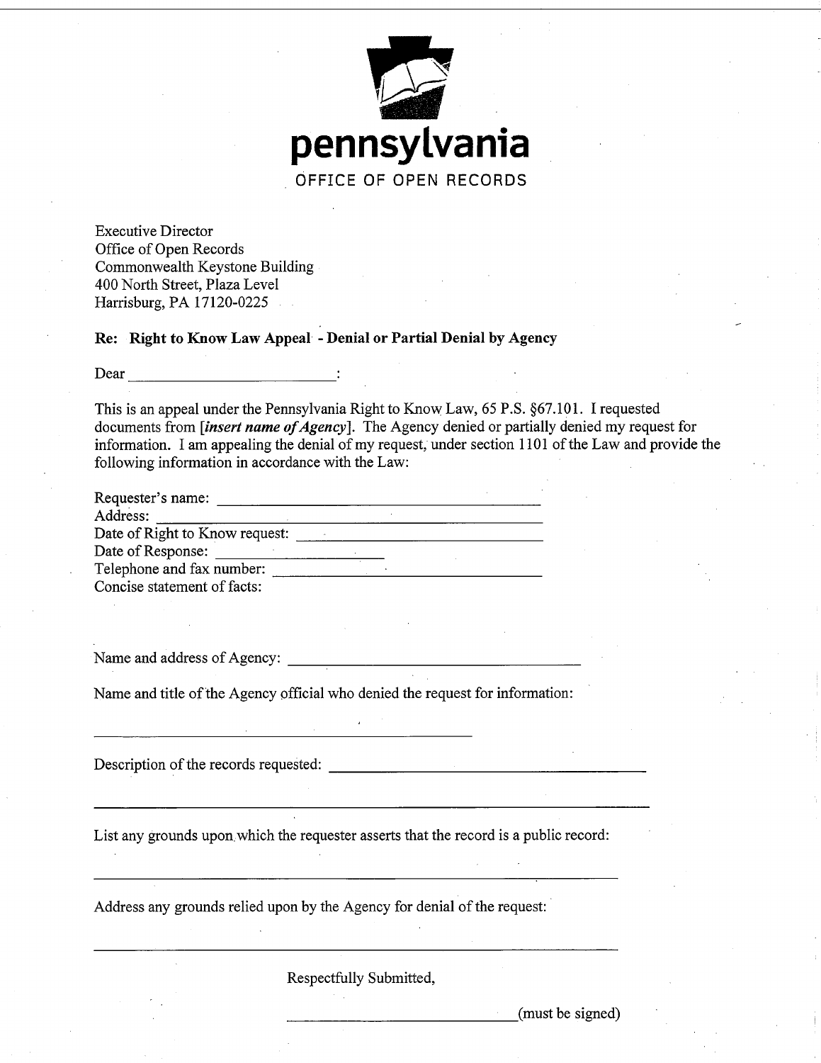# pennsylvania

OFFICE OF OPEN RECORDS

Executive Director
Office of Open Records
Commonwealth Keystone Building
400 North Street, Plaza Level
Harrisburg, PA 17120-0225

**Re: Right to Know Law Appeal - Denial or Partial Denial by Agency**

Dear ___________________________:

This is an appeal under the Pennsylvania Right to Know Law, 65 P.S. §67.101. I requested documents from [***insert name of Agency***]. The Agency denied or partially denied my request for information. I am appealing the denial of my request, under section 1101 of the Law and provide the following information in accordance with the Law:

Requester's name: ___________________________________________
Address: ___________________________________________________
Date of Right to Know request: ________________________________
Date of Response: ______________________
Telephone and fax number: ____________________________________
Concise statement of facts:

Name and address of Agency: ______________________________________

Name and title of the Agency official who denied the request for information:

___________________________________________________________

Description of the records requested: ______________________________________

___________________________________________________________________________

List any grounds upon which the requester asserts that the record is a public record:

___________________________________________________________________________

Address any grounds relied upon by the Agency for denial of the request:

___________________________________________________________________________

Respectfully Submitted,

______________________________(must be signed)